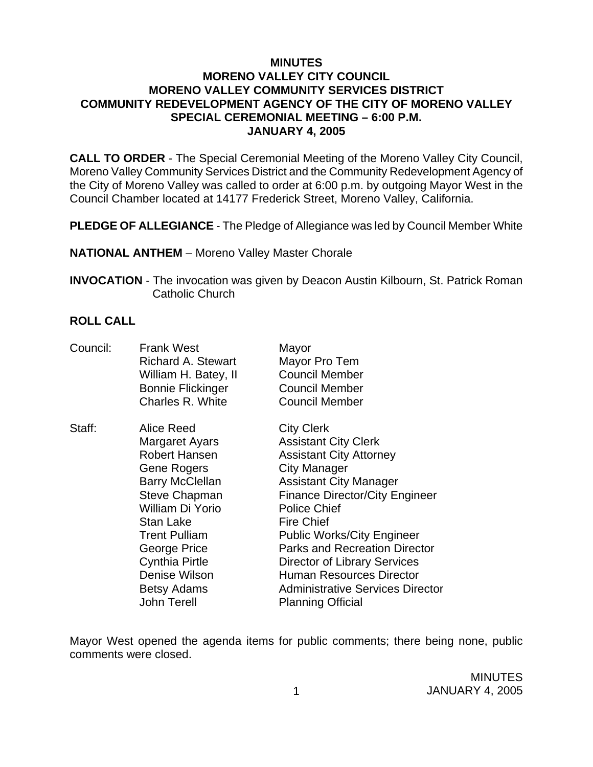**MINUTES**
**MORENO VALLEY CITY COUNCIL**
**MORENO VALLEY COMMUNITY SERVICES DISTRICT**
**COMMUNITY REDEVELOPMENT AGENCY OF THE CITY OF MORENO VALLEY**
**SPECIAL CEREMONIAL MEETING – 6:00 P.M.**
**JANUARY 4, 2005**

**CALL TO ORDER** - The Special Ceremonial Meeting of the Moreno Valley City Council, Moreno Valley Community Services District and the Community Redevelopment Agency of the City of Moreno Valley was called to order at 6:00 p.m. by outgoing Mayor West in the Council Chamber located at 14177 Frederick Street, Moreno Valley, California.

**PLEDGE OF ALLEGIANCE** - The Pledge of Allegiance was led by Council Member White

**NATIONAL ANTHEM** – Moreno Valley Master Chorale

**INVOCATION** - The invocation was given by Deacon Austin Kilbourn, St. Patrick Roman Catholic Church

**ROLL CALL**

| | | |
|---|---|---|
| Council: | Frank West | Mayor |
| | Richard A. Stewart | Mayor Pro Tem |
| | William H. Batey, II | Council Member |
| | Bonnie Flickinger | Council Member |
| | Charles R. White | Council Member |
| Staff: | Alice Reed | City Clerk |
| | Margaret Ayars | Assistant City Clerk |
| | Robert Hansen | Assistant City Attorney |
| | Gene Rogers | City Manager |
| | Barry McClellan | Assistant City Manager |
| | Steve Chapman | Finance Director/City Engineer |
| | William Di Yorio | Police Chief |
| | Stan Lake | Fire Chief |
| | Trent Pulliam | Public Works/City Engineer |
| | George Price | Parks and Recreation Director |
| | Cynthia Pirtle | Director of Library Services |
| | Denise Wilson | Human Resources Director |
| | Betsy Adams | Administrative Services Director |
| | John Terell | Planning Official |

Mayor West opened the agenda items for public comments; there being none, public comments were closed.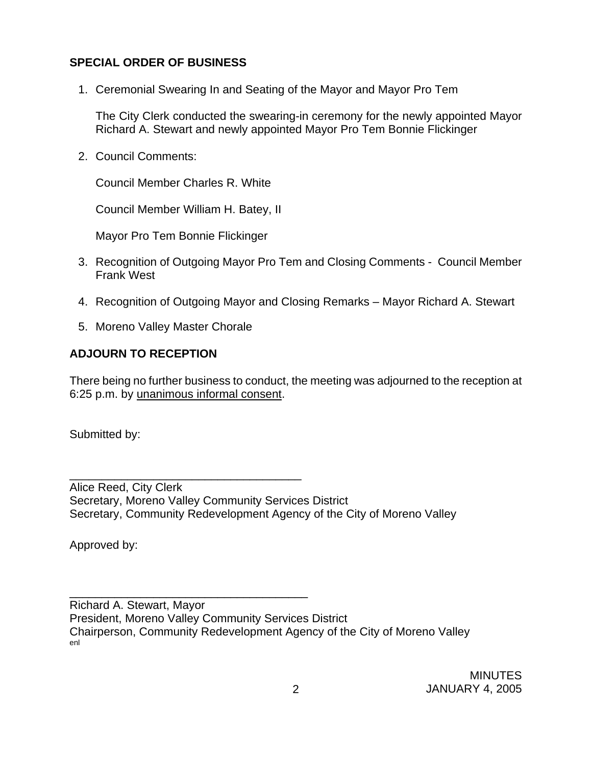**SPECIAL ORDER OF BUSINESS**

1. Ceremonial Swearing In and Seating of the Mayor and Mayor Pro Tem

   The City Clerk conducted the swearing-in ceremony for the newly appointed Mayor Richard A. Stewart and newly appointed Mayor Pro Tem Bonnie Flickinger

2. Council Comments:

   Council Member Charles R. White

   Council Member William H. Batey, II

   Mayor Pro Tem Bonnie Flickinger

3. Recognition of Outgoing Mayor Pro Tem and Closing Comments - Council Member Frank West

4. Recognition of Outgoing Mayor and Closing Remarks – Mayor Richard A. Stewart

5. Moreno Valley Master Chorale

**ADJOURN TO RECEPTION**

There being no further business to conduct, the meeting was adjourned to the reception at 6:25 p.m. by <u>unanimous informal consent</u>.

Submitted by:

\_\_\_\_\_\_\_\_\_\_\_\_\_\_\_\_\_\_\_\_\_\_\_\_\_\_\_\_\_\_\_\_\_\_\_\_
Alice Reed, City Clerk
Secretary, Moreno Valley Community Services District
Secretary, Community Redevelopment Agency of the City of Moreno Valley

Approved by:

\_\_\_\_\_\_\_\_\_\_\_\_\_\_\_\_\_\_\_\_\_\_\_\_\_\_\_\_\_\_\_\_\_\_\_\_
Richard A. Stewart, Mayor
President, Moreno Valley Community Services District
Chairperson, Community Redevelopment Agency of the City of Moreno Valley
enl

MINUTES
JANUARY 4, 2005